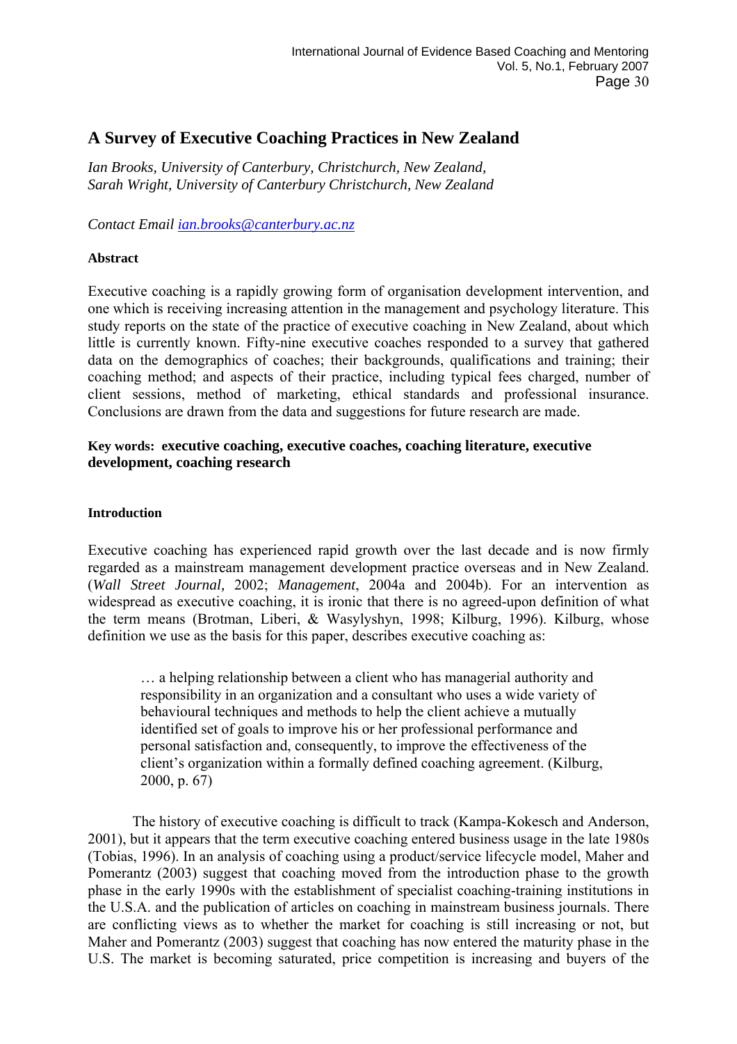# A Survey of Executive Coaching Practices in New Zealand

*Ian Brooks, University of Canterbury, Christchurch, New Zealand,*
*Sarah Wright, University of Canterbury Christchurch, New Zealand*

*Contact Email ian.brooks@canterbury.ac.nz*

**Abstract**

Executive coaching is a rapidly growing form of organisation development intervention, and one which is receiving increasing attention in the management and psychology literature. This study reports on the state of the practice of executive coaching in New Zealand, about which little is currently known. Fifty-nine executive coaches responded to a survey that gathered data on the demographics of coaches; their backgrounds, qualifications and training; their coaching method; and aspects of their practice, including typical fees charged, number of client sessions, method of marketing, ethical standards and professional insurance. Conclusions are drawn from the data and suggestions for future research are made.

**Key words: executive coaching, executive coaches, coaching literature, executive development, coaching research**

**Introduction**

Executive coaching has experienced rapid growth over the last decade and is now firmly regarded as a mainstream management development practice overseas and in New Zealand. (*Wall Street Journal,* 2002; *Management*, 2004a and 2004b). For an intervention as widespread as executive coaching, it is ironic that there is no agreed-upon definition of what the term means (Brotman, Liberi, & Wasylyshyn, 1998; Kilburg, 1996). Kilburg, whose definition we use as the basis for this paper, describes executive coaching as:

> … a helping relationship between a client who has managerial authority and responsibility in an organization and a consultant who uses a wide variety of behavioural techniques and methods to help the client achieve a mutually identified set of goals to improve his or her professional performance and personal satisfaction and, consequently, to improve the effectiveness of the client's organization within a formally defined coaching agreement. (Kilburg, 2000, p. 67)

The history of executive coaching is difficult to track (Kampa-Kokesch and Anderson, 2001), but it appears that the term executive coaching entered business usage in the late 1980s (Tobias, 1996). In an analysis of coaching using a product/service lifecycle model, Maher and Pomerantz (2003) suggest that coaching moved from the introduction phase to the growth phase in the early 1990s with the establishment of specialist coaching-training institutions in the U.S.A. and the publication of articles on coaching in mainstream business journals. There are conflicting views as to whether the market for coaching is still increasing or not, but Maher and Pomerantz (2003) suggest that coaching has now entered the maturity phase in the U.S. The market is becoming saturated, price competition is increasing and buyers of the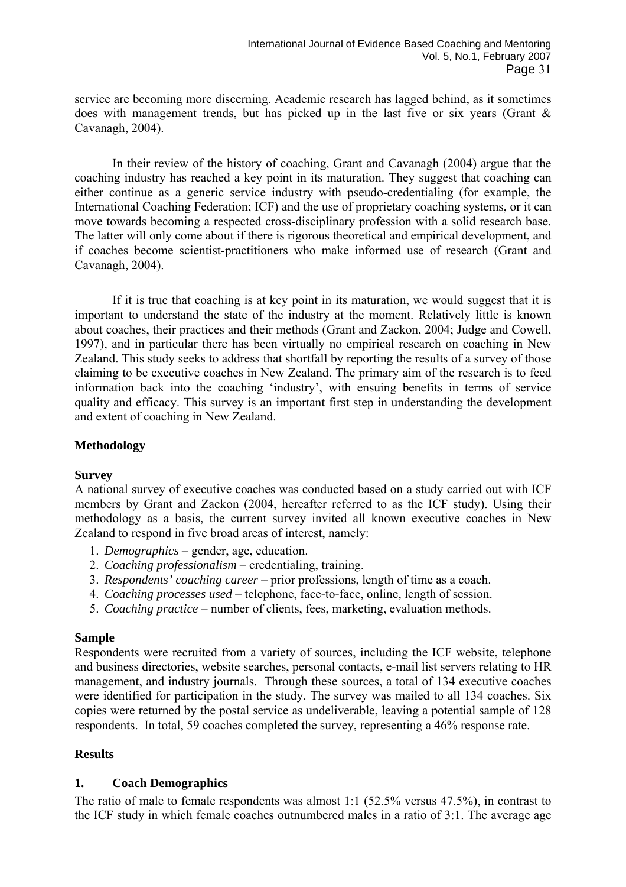service are becoming more discerning. Academic research has lagged behind, as it sometimes does with management trends, but has picked up in the last five or six years (Grant & Cavanagh, 2004).

In their review of the history of coaching, Grant and Cavanagh (2004) argue that the coaching industry has reached a key point in its maturation. They suggest that coaching can either continue as a generic service industry with pseudo-credentialing (for example, the International Coaching Federation; ICF) and the use of proprietary coaching systems, or it can move towards becoming a respected cross-disciplinary profession with a solid research base. The latter will only come about if there is rigorous theoretical and empirical development, and if coaches become scientist-practitioners who make informed use of research (Grant and Cavanagh, 2004).

If it is true that coaching is at key point in its maturation, we would suggest that it is important to understand the state of the industry at the moment. Relatively little is known about coaches, their practices and their methods (Grant and Zackon, 2004; Judge and Cowell, 1997), and in particular there has been virtually no empirical research on coaching in New Zealand. This study seeks to address that shortfall by reporting the results of a survey of those claiming to be executive coaches in New Zealand. The primary aim of the research is to feed information back into the coaching 'industry', with ensuing benefits in terms of service quality and efficacy. This survey is an important first step in understanding the development and extent of coaching in New Zealand.

## Methodology

### Survey

A national survey of executive coaches was conducted based on a study carried out with ICF members by Grant and Zackon (2004, hereafter referred to as the ICF study). Using their methodology as a basis, the current survey invited all known executive coaches in New Zealand to respond in five broad areas of interest, namely:

1. *Demographics* – gender, age, education.
2. *Coaching professionalism* – credentialing, training.
3. *Respondents' coaching career* – prior professions, length of time as a coach.
4. *Coaching processes used* – telephone, face-to-face, online, length of session.
5. *Coaching practice* – number of clients, fees, marketing, evaluation methods.

### Sample

Respondents were recruited from a variety of sources, including the ICF website, telephone and business directories, website searches, personal contacts, e-mail list servers relating to HR management, and industry journals. Through these sources, a total of 134 executive coaches were identified for participation in the study. The survey was mailed to all 134 coaches. Six copies were returned by the postal service as undeliverable, leaving a potential sample of 128 respondents. In total, 59 coaches completed the survey, representing a 46% response rate.

## Results

### 1. Coach Demographics

The ratio of male to female respondents was almost 1:1 (52.5% versus 47.5%), in contrast to the ICF study in which female coaches outnumbered males in a ratio of 3:1. The average age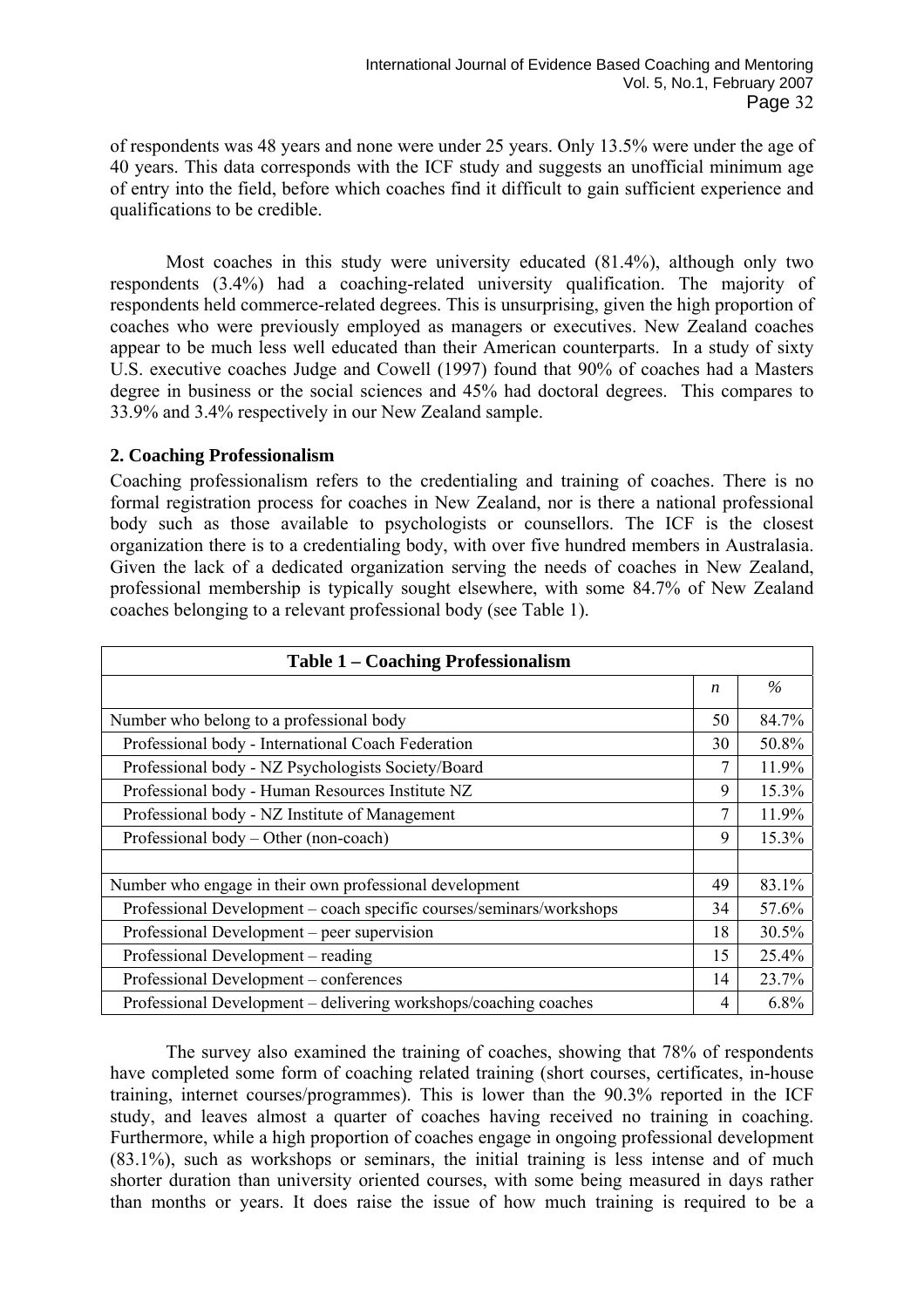of respondents was 48 years and none were under 25 years. Only 13.5% were under the age of 40 years. This data corresponds with the ICF study and suggests an unofficial minimum age of entry into the field, before which coaches find it difficult to gain sufficient experience and qualifications to be credible.

Most coaches in this study were university educated (81.4%), although only two respondents (3.4%) had a coaching-related university qualification. The majority of respondents held commerce-related degrees. This is unsurprising, given the high proportion of coaches who were previously employed as managers or executives. New Zealand coaches appear to be much less well educated than their American counterparts. In a study of sixty U.S. executive coaches Judge and Cowell (1997) found that 90% of coaches had a Masters degree in business or the social sciences and 45% had doctoral degrees. This compares to 33.9% and 3.4% respectively in our New Zealand sample.

### 2. Coaching Professionalism

Coaching professionalism refers to the credentialing and training of coaches. There is no formal registration process for coaches in New Zealand, nor is there a national professional body such as those available to psychologists or counsellors. The ICF is the closest organization there is to a credentialing body, with over five hundred members in Australasia. Given the lack of a dedicated organization serving the needs of coaches in New Zealand, professional membership is typically sought elsewhere, with some 84.7% of New Zealand coaches belonging to a relevant professional body (see Table 1).

**Table 1 – Coaching Professionalism**

| | *n* | % |
|---|---|---|
| Number who belong to a professional body | 50 | 84.7% |
| Professional body - International Coach Federation | 30 | 50.8% |
| Professional body - NZ Psychologists Society/Board | 7 | 11.9% |
| Professional body - Human Resources Institute NZ | 9 | 15.3% |
| Professional body - NZ Institute of Management | 7 | 11.9% |
| Professional body – Other (non-coach) | 9 | 15.3% |
| | | |
| Number who engage in their own professional development | 49 | 83.1% |
| Professional Development – coach specific courses/seminars/workshops | 34 | 57.6% |
| Professional Development – peer supervision | 18 | 30.5% |
| Professional Development – reading | 15 | 25.4% |
| Professional Development – conferences | 14 | 23.7% |
| Professional Development – delivering workshops/coaching coaches | 4 | 6.8% |

The survey also examined the training of coaches, showing that 78% of respondents have completed some form of coaching related training (short courses, certificates, in-house training, internet courses/programmes). This is lower than the 90.3% reported in the ICF study, and leaves almost a quarter of coaches having received no training in coaching. Furthermore, while a high proportion of coaches engage in ongoing professional development (83.1%), such as workshops or seminars, the initial training is less intense and of much shorter duration than university oriented courses, with some being measured in days rather than months or years. It does raise the issue of how much training is required to be a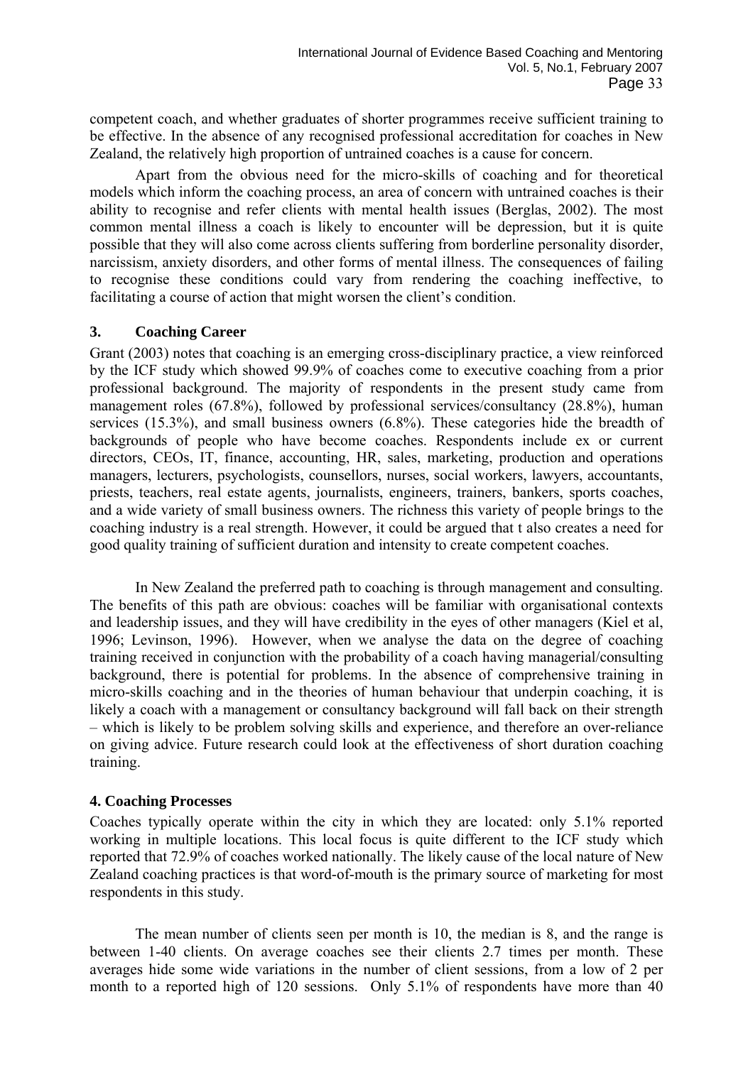competent coach, and whether graduates of shorter programmes receive sufficient training to be effective. In the absence of any recognised professional accreditation for coaches in New Zealand, the relatively high proportion of untrained coaches is a cause for concern.

Apart from the obvious need for the micro-skills of coaching and for theoretical models which inform the coaching process, an area of concern with untrained coaches is their ability to recognise and refer clients with mental health issues (Berglas, 2002). The most common mental illness a coach is likely to encounter will be depression, but it is quite possible that they will also come across clients suffering from borderline personality disorder, narcissism, anxiety disorders, and other forms of mental illness. The consequences of failing to recognise these conditions could vary from rendering the coaching ineffective, to facilitating a course of action that might worsen the client's condition.

## 3. Coaching Career

Grant (2003) notes that coaching is an emerging cross-disciplinary practice, a view reinforced by the ICF study which showed 99.9% of coaches come to executive coaching from a prior professional background. The majority of respondents in the present study came from management roles (67.8%), followed by professional services/consultancy (28.8%), human services (15.3%), and small business owners (6.8%). These categories hide the breadth of backgrounds of people who have become coaches. Respondents include ex or current directors, CEOs, IT, finance, accounting, HR, sales, marketing, production and operations managers, lecturers, psychologists, counsellors, nurses, social workers, lawyers, accountants, priests, teachers, real estate agents, journalists, engineers, trainers, bankers, sports coaches, and a wide variety of small business owners. The richness this variety of people brings to the coaching industry is a real strength. However, it could be argued that t also creates a need for good quality training of sufficient duration and intensity to create competent coaches.

In New Zealand the preferred path to coaching is through management and consulting. The benefits of this path are obvious: coaches will be familiar with organisational contexts and leadership issues, and they will have credibility in the eyes of other managers (Kiel et al, 1996; Levinson, 1996). However, when we analyse the data on the degree of coaching training received in conjunction with the probability of a coach having managerial/consulting background, there is potential for problems. In the absence of comprehensive training in micro-skills coaching and in the theories of human behaviour that underpin coaching, it is likely a coach with a management or consultancy background will fall back on their strength – which is likely to be problem solving skills and experience, and therefore an over-reliance on giving advice. Future research could look at the effectiveness of short duration coaching training.

## 4. Coaching Processes

Coaches typically operate within the city in which they are located: only 5.1% reported working in multiple locations. This local focus is quite different to the ICF study which reported that 72.9% of coaches worked nationally. The likely cause of the local nature of New Zealand coaching practices is that word-of-mouth is the primary source of marketing for most respondents in this study.

The mean number of clients seen per month is 10, the median is 8, and the range is between 1-40 clients. On average coaches see their clients 2.7 times per month. These averages hide some wide variations in the number of client sessions, from a low of 2 per month to a reported high of 120 sessions. Only 5.1% of respondents have more than 40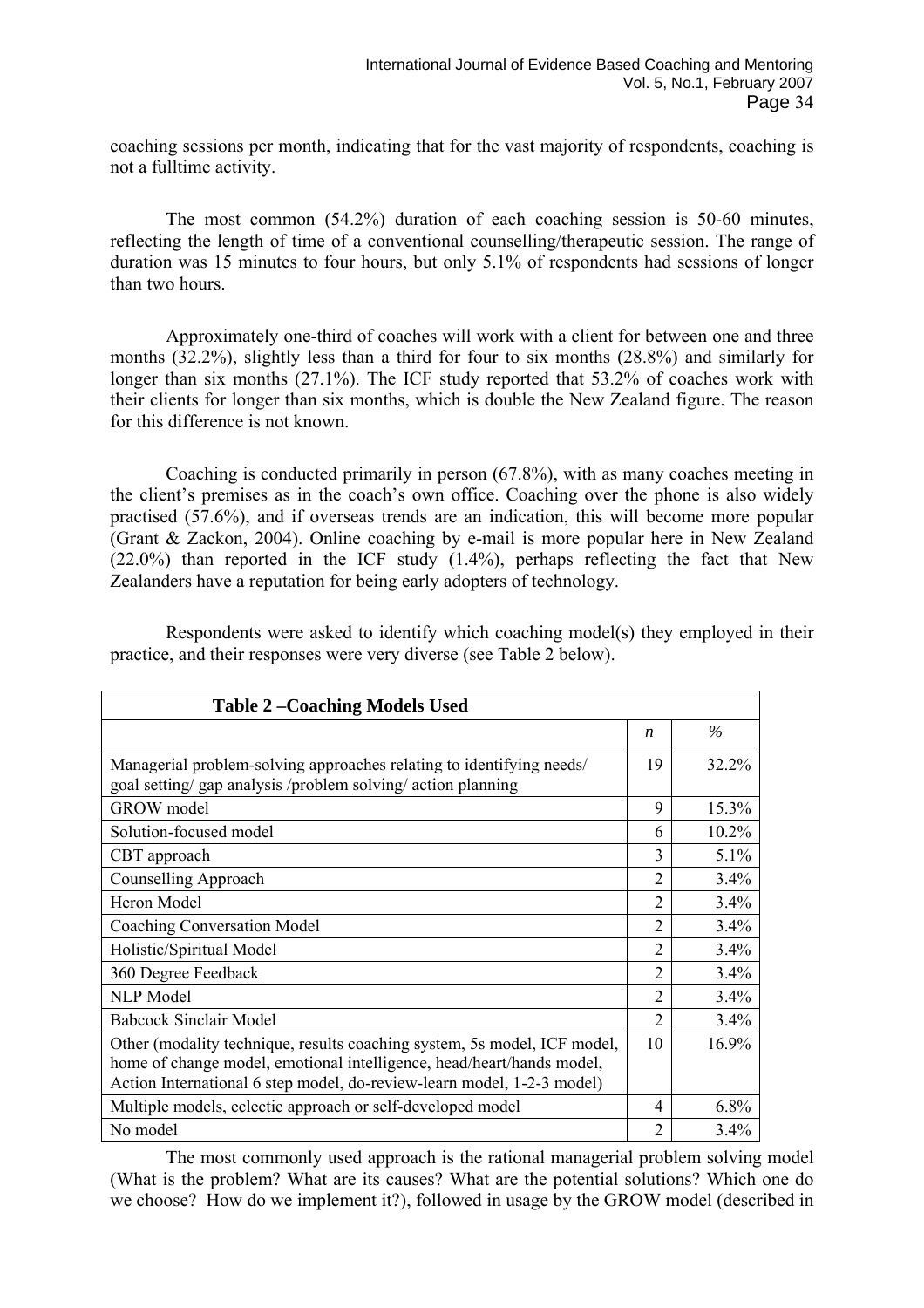coaching sessions per month, indicating that for the vast majority of respondents, coaching is not a fulltime activity.

The most common (54.2%) duration of each coaching session is 50-60 minutes, reflecting the length of time of a conventional counselling/therapeutic session. The range of duration was 15 minutes to four hours, but only 5.1% of respondents had sessions of longer than two hours.

Approximately one-third of coaches will work with a client for between one and three months (32.2%), slightly less than a third for four to six months (28.8%) and similarly for longer than six months (27.1%). The ICF study reported that 53.2% of coaches work with their clients for longer than six months, which is double the New Zealand figure. The reason for this difference is not known.

Coaching is conducted primarily in person (67.8%), with as many coaches meeting in the client's premises as in the coach's own office. Coaching over the phone is also widely practised (57.6%), and if overseas trends are an indication, this will become more popular (Grant & Zackon, 2004). Online coaching by e-mail is more popular here in New Zealand (22.0%) than reported in the ICF study (1.4%), perhaps reflecting the fact that New Zealanders have a reputation for being early adopters of technology.

Respondents were asked to identify which coaching model(s) they employed in their practice, and their responses were very diverse (see Table 2 below).

**Table 2 –Coaching Models Used**

| | *n* | % |
|---|---|---|
| Managerial problem-solving approaches relating to identifying needs/ goal setting/ gap analysis /problem solving/ action planning | 19 | 32.2% |
| GROW model | 9 | 15.3% |
| Solution-focused model | 6 | 10.2% |
| CBT approach | 3 | 5.1% |
| Counselling Approach | 2 | 3.4% |
| Heron Model | 2 | 3.4% |
| Coaching Conversation Model | 2 | 3.4% |
| Holistic/Spiritual Model | 2 | 3.4% |
| 360 Degree Feedback | 2 | 3.4% |
| NLP Model | 2 | 3.4% |
| Babcock Sinclair Model | 2 | 3.4% |
| Other (modality technique, results coaching system, 5s model, ICF model, home of change model, emotional intelligence, head/heart/hands model, Action International 6 step model, do-review-learn model, 1-2-3 model) | 10 | 16.9% |
| Multiple models, eclectic approach or self-developed model | 4 | 6.8% |
| No model | 2 | 3.4% |

The most commonly used approach is the rational managerial problem solving model (What is the problem? What are its causes? What are the potential solutions? Which one do we choose? How do we implement it?), followed in usage by the GROW model (described in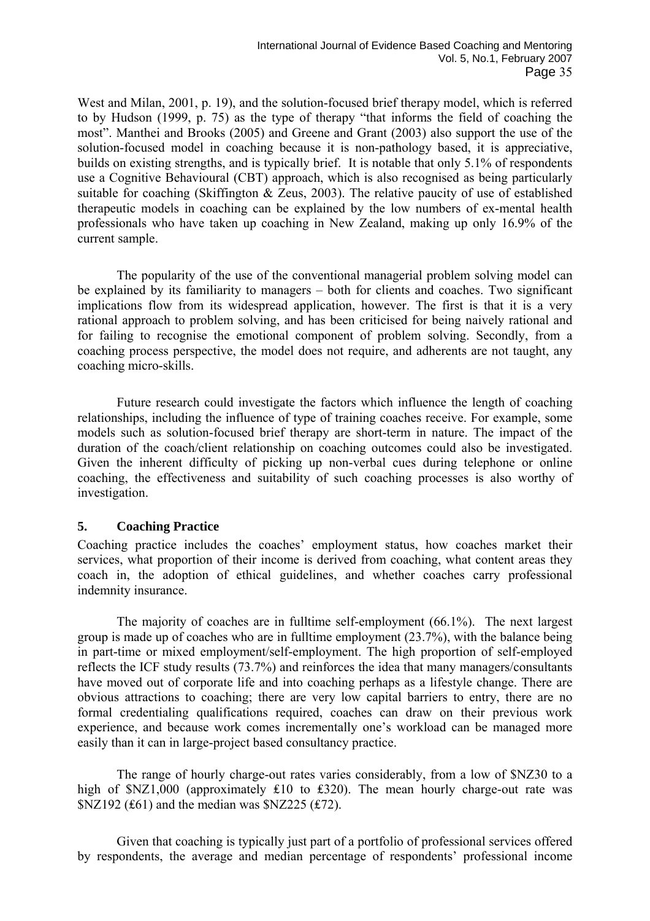West and Milan, 2001, p. 19), and the solution-focused brief therapy model, which is referred to by Hudson (1999, p. 75) as the type of therapy "that informs the field of coaching the most". Manthei and Brooks (2005) and Greene and Grant (2003) also support the use of the solution-focused model in coaching because it is non-pathology based, it is appreciative, builds on existing strengths, and is typically brief. It is notable that only 5.1% of respondents use a Cognitive Behavioural (CBT) approach, which is also recognised as being particularly suitable for coaching (Skiffington & Zeus, 2003). The relative paucity of use of established therapeutic models in coaching can be explained by the low numbers of ex-mental health professionals who have taken up coaching in New Zealand, making up only 16.9% of the current sample.

The popularity of the use of the conventional managerial problem solving model can be explained by its familiarity to managers – both for clients and coaches. Two significant implications flow from its widespread application, however. The first is that it is a very rational approach to problem solving, and has been criticised for being naively rational and for failing to recognise the emotional component of problem solving. Secondly, from a coaching process perspective, the model does not require, and adherents are not taught, any coaching micro-skills.

Future research could investigate the factors which influence the length of coaching relationships, including the influence of type of training coaches receive. For example, some models such as solution-focused brief therapy are short-term in nature. The impact of the duration of the coach/client relationship on coaching outcomes could also be investigated. Given the inherent difficulty of picking up non-verbal cues during telephone or online coaching, the effectiveness and suitability of such coaching processes is also worthy of investigation.

## 5. Coaching Practice

Coaching practice includes the coaches' employment status, how coaches market their services, what proportion of their income is derived from coaching, what content areas they coach in, the adoption of ethical guidelines, and whether coaches carry professional indemnity insurance.

The majority of coaches are in fulltime self-employment (66.1%). The next largest group is made up of coaches who are in fulltime employment (23.7%), with the balance being in part-time or mixed employment/self-employment. The high proportion of self-employed reflects the ICF study results (73.7%) and reinforces the idea that many managers/consultants have moved out of corporate life and into coaching perhaps as a lifestyle change. There are obvious attractions to coaching; there are very low capital barriers to entry, there are no formal credentialing qualifications required, coaches can draw on their previous work experience, and because work comes incrementally one's workload can be managed more easily than it can in large-project based consultancy practice.

The range of hourly charge-out rates varies considerably, from a low of $NZ30 to a high of $NZ1,000 (approximately £10 to £320). The mean hourly charge-out rate was $NZ192 (£61) and the median was $NZ225 (£72).

Given that coaching is typically just part of a portfolio of professional services offered by respondents, the average and median percentage of respondents' professional income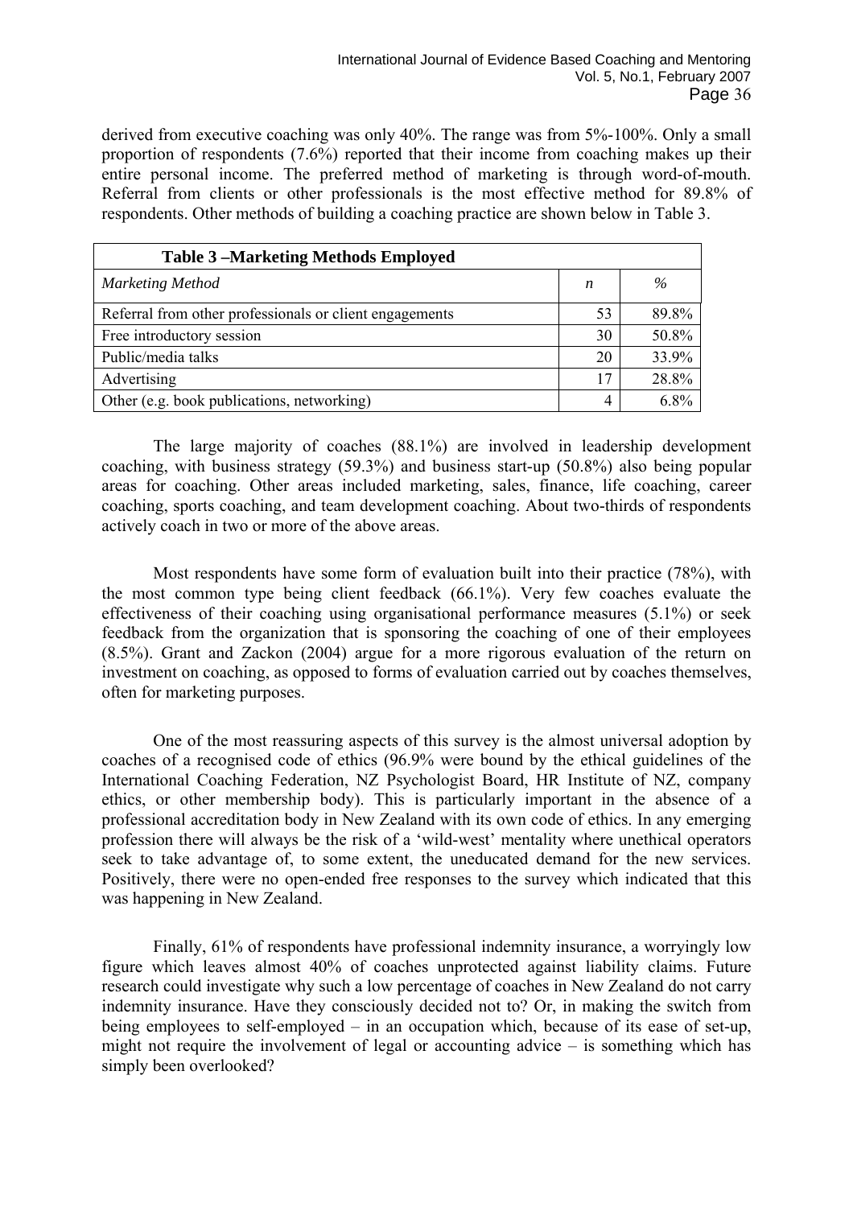derived from executive coaching was only 40%. The range was from 5%-100%. Only a small proportion of respondents (7.6%) reported that their income from coaching makes up their entire personal income. The preferred method of marketing is through word-of-mouth. Referral from clients or other professionals is the most effective method for 89.8% of respondents. Other methods of building a coaching practice are shown below in Table 3.

**Table 3 –Marketing Methods Employed**

| *Marketing Method* | *n* | *%* |
|---|---|---|
| Referral from other professionals or client engagements | 53 | 89.8% |
| Free introductory session | 30 | 50.8% |
| Public/media talks | 20 | 33.9% |
| Advertising | 17 | 28.8% |
| Other (e.g. book publications, networking) | 4 | 6.8% |

The large majority of coaches (88.1%) are involved in leadership development coaching, with business strategy (59.3%) and business start-up (50.8%) also being popular areas for coaching. Other areas included marketing, sales, finance, life coaching, career coaching, sports coaching, and team development coaching. About two-thirds of respondents actively coach in two or more of the above areas.

Most respondents have some form of evaluation built into their practice (78%), with the most common type being client feedback (66.1%). Very few coaches evaluate the effectiveness of their coaching using organisational performance measures (5.1%) or seek feedback from the organization that is sponsoring the coaching of one of their employees (8.5%). Grant and Zackon (2004) argue for a more rigorous evaluation of the return on investment on coaching, as opposed to forms of evaluation carried out by coaches themselves, often for marketing purposes.

One of the most reassuring aspects of this survey is the almost universal adoption by coaches of a recognised code of ethics (96.9% were bound by the ethical guidelines of the International Coaching Federation, NZ Psychologist Board, HR Institute of NZ, company ethics, or other membership body). This is particularly important in the absence of a professional accreditation body in New Zealand with its own code of ethics. In any emerging profession there will always be the risk of a 'wild-west' mentality where unethical operators seek to take advantage of, to some extent, the uneducated demand for the new services. Positively, there were no open-ended free responses to the survey which indicated that this was happening in New Zealand.

Finally, 61% of respondents have professional indemnity insurance, a worryingly low figure which leaves almost 40% of coaches unprotected against liability claims. Future research could investigate why such a low percentage of coaches in New Zealand do not carry indemnity insurance. Have they consciously decided not to? Or, in making the switch from being employees to self-employed – in an occupation which, because of its ease of set-up, might not require the involvement of legal or accounting advice – is something which has simply been overlooked?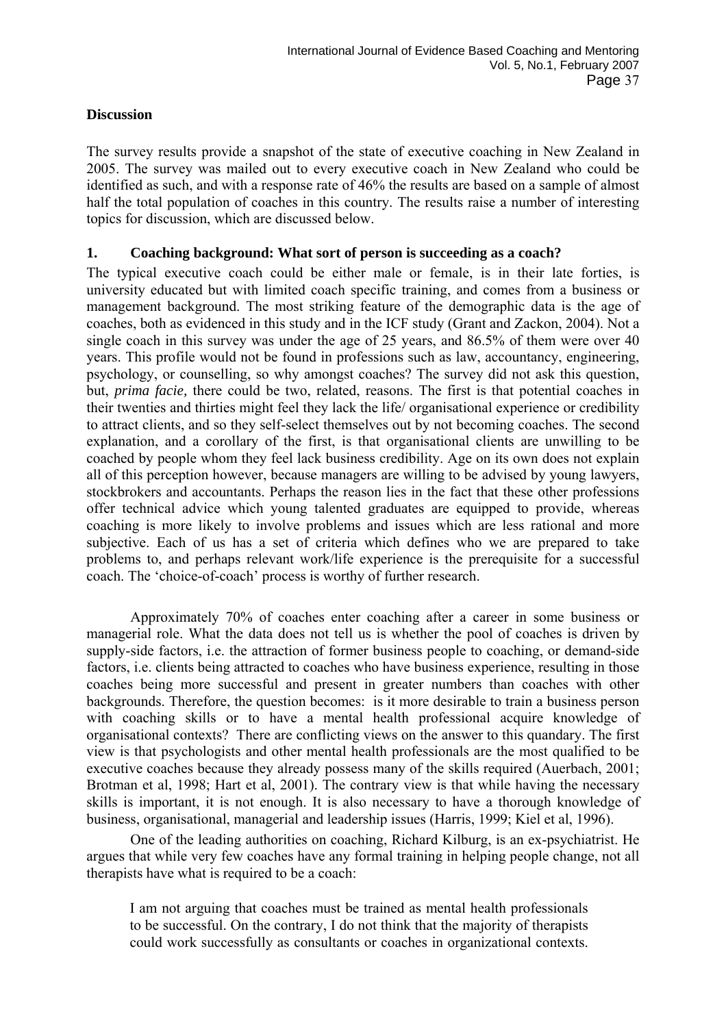**Discussion**

The survey results provide a snapshot of the state of executive coaching in New Zealand in 2005. The survey was mailed out to every executive coach in New Zealand who could be identified as such, and with a response rate of 46% the results are based on a sample of almost half the total population of coaches in this country. The results raise a number of interesting topics for discussion, which are discussed below.

**1. Coaching background: What sort of person is succeeding as a coach?**

The typical executive coach could be either male or female, is in their late forties, is university educated but with limited coach specific training, and comes from a business or management background. The most striking feature of the demographic data is the age of coaches, both as evidenced in this study and in the ICF study (Grant and Zackon, 2004). Not a single coach in this survey was under the age of 25 years, and 86.5% of them were over 40 years. This profile would not be found in professions such as law, accountancy, engineering, psychology, or counselling, so why amongst coaches? The survey did not ask this question, but, *prima facie,* there could be two, related, reasons. The first is that potential coaches in their twenties and thirties might feel they lack the life/ organisational experience or credibility to attract clients, and so they self-select themselves out by not becoming coaches. The second explanation, and a corollary of the first, is that organisational clients are unwilling to be coached by people whom they feel lack business credibility. Age on its own does not explain all of this perception however, because managers are willing to be advised by young lawyers, stockbrokers and accountants. Perhaps the reason lies in the fact that these other professions offer technical advice which young talented graduates are equipped to provide, whereas coaching is more likely to involve problems and issues which are less rational and more subjective. Each of us has a set of criteria which defines who we are prepared to take problems to, and perhaps relevant work/life experience is the prerequisite for a successful coach. The 'choice-of-coach' process is worthy of further research.

Approximately 70% of coaches enter coaching after a career in some business or managerial role. What the data does not tell us is whether the pool of coaches is driven by supply-side factors, i.e. the attraction of former business people to coaching, or demand-side factors, i.e. clients being attracted to coaches who have business experience, resulting in those coaches being more successful and present in greater numbers than coaches with other backgrounds. Therefore, the question becomes: is it more desirable to train a business person with coaching skills or to have a mental health professional acquire knowledge of organisational contexts? There are conflicting views on the answer to this quandary. The first view is that psychologists and other mental health professionals are the most qualified to be executive coaches because they already possess many of the skills required (Auerbach, 2001; Brotman et al, 1998; Hart et al, 2001). The contrary view is that while having the necessary skills is important, it is not enough. It is also necessary to have a thorough knowledge of business, organisational, managerial and leadership issues (Harris, 1999; Kiel et al, 1996).

One of the leading authorities on coaching, Richard Kilburg, is an ex-psychiatrist. He argues that while very few coaches have any formal training in helping people change, not all therapists have what is required to be a coach:

> I am not arguing that coaches must be trained as mental health professionals to be successful. On the contrary, I do not think that the majority of therapists could work successfully as consultants or coaches in organizational contexts.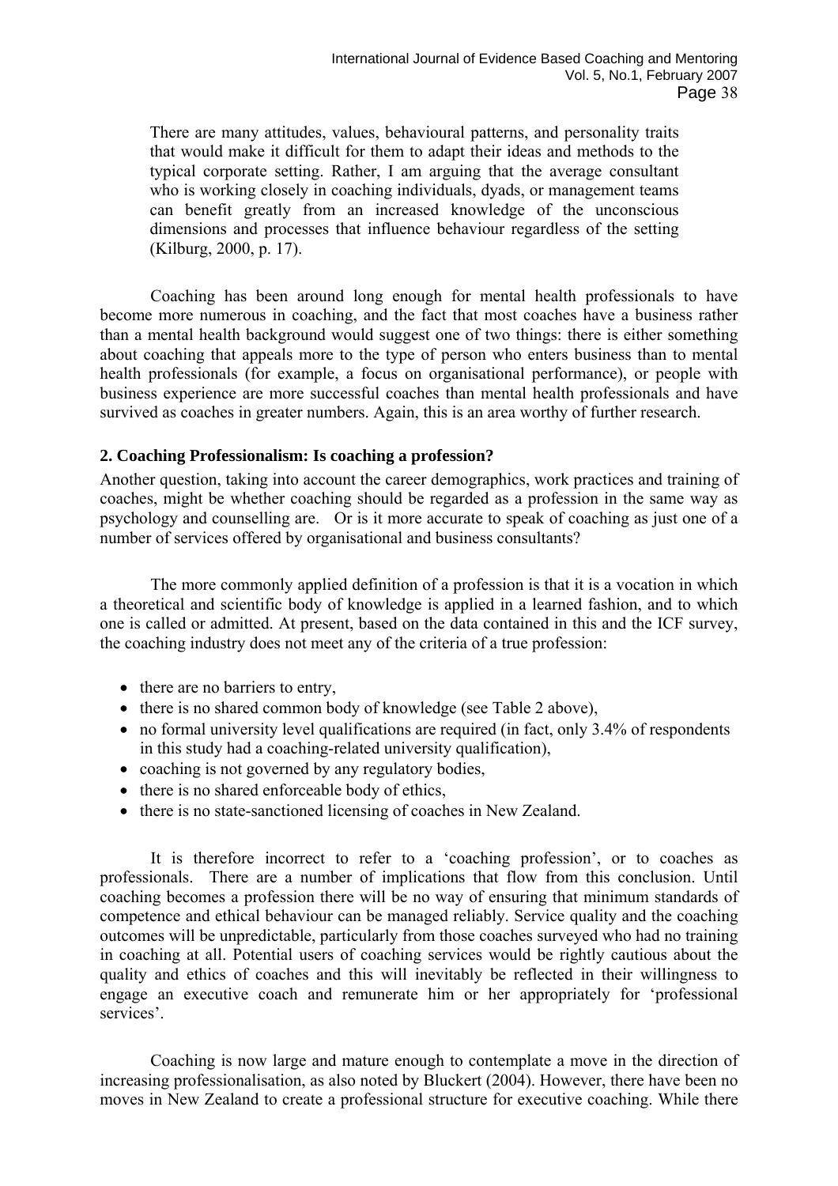> There are many attitudes, values, behavioural patterns, and personality traits that would make it difficult for them to adapt their ideas and methods to the typical corporate setting. Rather, I am arguing that the average consultant who is working closely in coaching individuals, dyads, or management teams can benefit greatly from an increased knowledge of the unconscious dimensions and processes that influence behaviour regardless of the setting (Kilburg, 2000, p. 17).

Coaching has been around long enough for mental health professionals to have become more numerous in coaching, and the fact that most coaches have a business rather than a mental health background would suggest one of two things: there is either something about coaching that appeals more to the type of person who enters business than to mental health professionals (for example, a focus on organisational performance), or people with business experience are more successful coaches than mental health professionals and have survived as coaches in greater numbers. Again, this is an area worthy of further research.

### 2. Coaching Professionalism: Is coaching a profession?

Another question, taking into account the career demographics, work practices and training of coaches, might be whether coaching should be regarded as a profession in the same way as psychology and counselling are. Or is it more accurate to speak of coaching as just one of a number of services offered by organisational and business consultants?

The more commonly applied definition of a profession is that it is a vocation in which a theoretical and scientific body of knowledge is applied in a learned fashion, and to which one is called or admitted. At present, based on the data contained in this and the ICF survey, the coaching industry does not meet any of the criteria of a true profession:

- there are no barriers to entry,
- there is no shared common body of knowledge (see Table 2 above),
- no formal university level qualifications are required (in fact, only 3.4% of respondents in this study had a coaching-related university qualification),
- coaching is not governed by any regulatory bodies,
- there is no shared enforceable body of ethics,
- there is no state-sanctioned licensing of coaches in New Zealand.

It is therefore incorrect to refer to a 'coaching profession', or to coaches as professionals. There are a number of implications that flow from this conclusion. Until coaching becomes a profession there will be no way of ensuring that minimum standards of competence and ethical behaviour can be managed reliably. Service quality and the coaching outcomes will be unpredictable, particularly from those coaches surveyed who had no training in coaching at all. Potential users of coaching services would be rightly cautious about the quality and ethics of coaches and this will inevitably be reflected in their willingness to engage an executive coach and remunerate him or her appropriately for 'professional services'.

Coaching is now large and mature enough to contemplate a move in the direction of increasing professionalisation, as also noted by Bluckert (2004). However, there have been no moves in New Zealand to create a professional structure for executive coaching. While there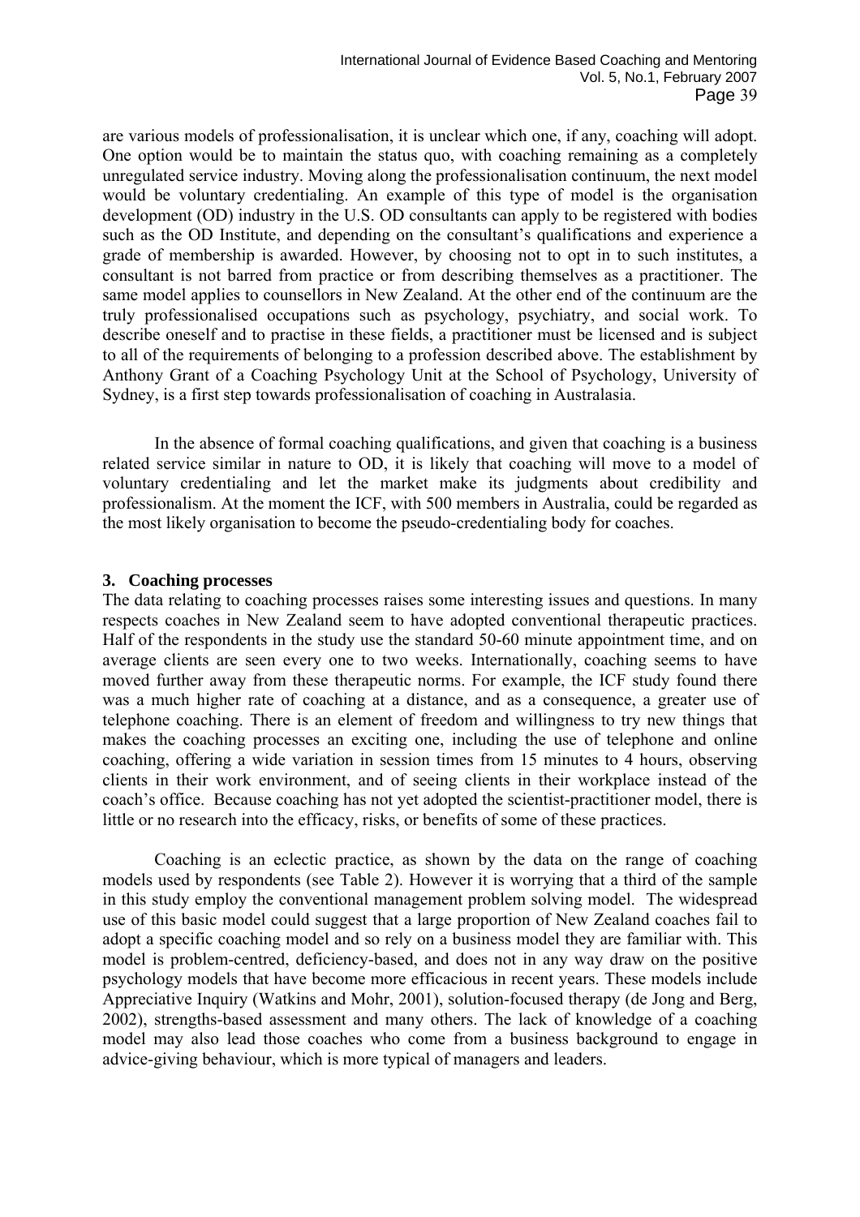are various models of professionalisation, it is unclear which one, if any, coaching will adopt. One option would be to maintain the status quo, with coaching remaining as a completely unregulated service industry. Moving along the professionalisation continuum, the next model would be voluntary credentialing. An example of this type of model is the organisation development (OD) industry in the U.S. OD consultants can apply to be registered with bodies such as the OD Institute, and depending on the consultant's qualifications and experience a grade of membership is awarded. However, by choosing not to opt in to such institutes, a consultant is not barred from practice or from describing themselves as a practitioner. The same model applies to counsellors in New Zealand. At the other end of the continuum are the truly professionalised occupations such as psychology, psychiatry, and social work. To describe oneself and to practise in these fields, a practitioner must be licensed and is subject to all of the requirements of belonging to a profession described above. The establishment by Anthony Grant of a Coaching Psychology Unit at the School of Psychology, University of Sydney, is a first step towards professionalisation of coaching in Australasia.

In the absence of formal coaching qualifications, and given that coaching is a business related service similar in nature to OD, it is likely that coaching will move to a model of voluntary credentialing and let the market make its judgments about credibility and professionalism. At the moment the ICF, with 500 members in Australia, could be regarded as the most likely organisation to become the pseudo-credentialing body for coaches.

### 3. Coaching processes

The data relating to coaching processes raises some interesting issues and questions. In many respects coaches in New Zealand seem to have adopted conventional therapeutic practices. Half of the respondents in the study use the standard 50-60 minute appointment time, and on average clients are seen every one to two weeks. Internationally, coaching seems to have moved further away from these therapeutic norms. For example, the ICF study found there was a much higher rate of coaching at a distance, and as a consequence, a greater use of telephone coaching. There is an element of freedom and willingness to try new things that makes the coaching processes an exciting one, including the use of telephone and online coaching, offering a wide variation in session times from 15 minutes to 4 hours, observing clients in their work environment, and of seeing clients in their workplace instead of the coach's office. Because coaching has not yet adopted the scientist-practitioner model, there is little or no research into the efficacy, risks, or benefits of some of these practices.

Coaching is an eclectic practice, as shown by the data on the range of coaching models used by respondents (see Table 2). However it is worrying that a third of the sample in this study employ the conventional management problem solving model. The widespread use of this basic model could suggest that a large proportion of New Zealand coaches fail to adopt a specific coaching model and so rely on a business model they are familiar with. This model is problem-centred, deficiency-based, and does not in any way draw on the positive psychology models that have become more efficacious in recent years. These models include Appreciative Inquiry (Watkins and Mohr, 2001), solution-focused therapy (de Jong and Berg, 2002), strengths-based assessment and many others. The lack of knowledge of a coaching model may also lead those coaches who come from a business background to engage in advice-giving behaviour, which is more typical of managers and leaders.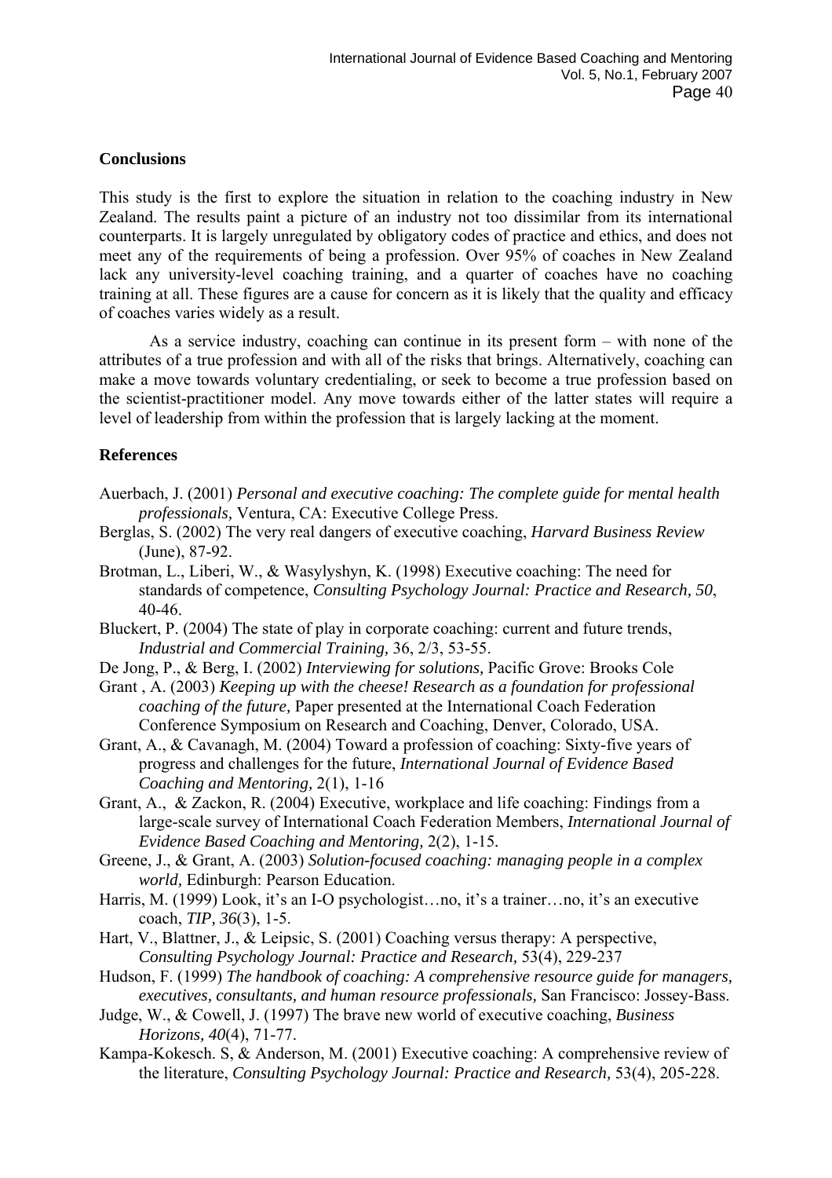**Conclusions**

This study is the first to explore the situation in relation to the coaching industry in New Zealand. The results paint a picture of an industry not too dissimilar from its international counterparts. It is largely unregulated by obligatory codes of practice and ethics, and does not meet any of the requirements of being a profession. Over 95% of coaches in New Zealand lack any university-level coaching training, and a quarter of coaches have no coaching training at all. These figures are a cause for concern as it is likely that the quality and efficacy of coaches varies widely as a result.

As a service industry, coaching can continue in its present form – with none of the attributes of a true profession and with all of the risks that brings. Alternatively, coaching can make a move towards voluntary credentialing, or seek to become a true profession based on the scientist-practitioner model. Any move towards either of the latter states will require a level of leadership from within the profession that is largely lacking at the moment.

**References**

Auerbach, J. (2001) *Personal and executive coaching: The complete guide for mental health professionals,* Ventura, CA: Executive College Press.

Berglas, S. (2002) The very real dangers of executive coaching, *Harvard Business Review* (June), 87-92.

Brotman, L., Liberi, W., & Wasylyshyn, K. (1998) Executive coaching: The need for standards of competence, *Consulting Psychology Journal: Practice and Research, 50*, 40-46.

Bluckert, P. (2004) The state of play in corporate coaching: current and future trends, *Industrial and Commercial Training,* 36, 2/3, 53-55.

De Jong, P., & Berg, I. (2002) *Interviewing for solutions,* Pacific Grove: Brooks Cole

Grant , A. (2003) *Keeping up with the cheese! Research as a foundation for professional coaching of the future,* Paper presented at the International Coach Federation Conference Symposium on Research and Coaching, Denver, Colorado, USA.

Grant, A., & Cavanagh, M. (2004) Toward a profession of coaching: Sixty-five years of progress and challenges for the future, *International Journal of Evidence Based Coaching and Mentoring,* 2(1), 1-16

Grant, A., & Zackon, R. (2004) Executive, workplace and life coaching: Findings from a large-scale survey of International Coach Federation Members, *International Journal of Evidence Based Coaching and Mentoring,* 2(2), 1-15.

Greene, J., & Grant, A. (2003) *Solution-focused coaching: managing people in a complex world,* Edinburgh: Pearson Education.

Harris, M. (1999) Look, it's an I-O psychologist…no, it's a trainer…no, it's an executive coach, *TIP, 36*(3), 1-5.

Hart, V., Blattner, J., & Leipsic, S. (2001) Coaching versus therapy: A perspective, *Consulting Psychology Journal: Practice and Research,* 53(4), 229-237

Hudson, F. (1999) *The handbook of coaching: A comprehensive resource guide for managers, executives, consultants, and human resource professionals,* San Francisco: Jossey-Bass.

Judge, W., & Cowell, J. (1997) The brave new world of executive coaching, *Business Horizons, 40*(4), 71-77.

Kampa-Kokesch. S, & Anderson, M. (2001) Executive coaching: A comprehensive review of the literature, *Consulting Psychology Journal: Practice and Research,* 53(4), 205-228.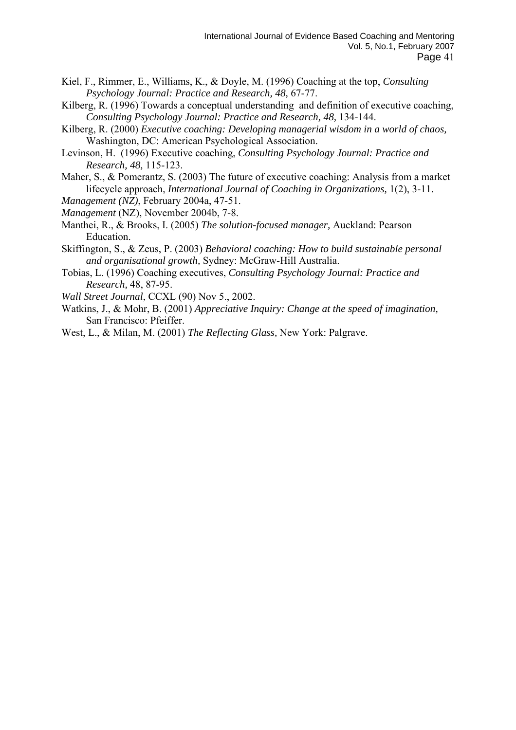Kiel, F., Rimmer, E., Williams, K., & Doyle, M. (1996) Coaching at the top, *Consulting Psychology Journal: Practice and Research, 48,* 67-77.

Kilberg, R. (1996) Towards a conceptual understanding and definition of executive coaching, *Consulting Psychology Journal: Practice and Research, 48,* 134-144.

Kilberg, R. (2000) *Executive coaching: Developing managerial wisdom in a world of chaos,* Washington, DC: American Psychological Association.

Levinson, H. (1996) Executive coaching, *Consulting Psychology Journal: Practice and Research, 48,* 115-123.

Maher, S., & Pomerantz, S. (2003) The future of executive coaching: Analysis from a market lifecycle approach, *International Journal of Coaching in Organizations,* 1(2), 3-11.

*Management (NZ)*, February 2004a, 47-51.

*Management* (NZ), November 2004b, 7-8.

Manthei, R., & Brooks, I. (2005) *The solution-focused manager,* Auckland: Pearson Education.

Skiffington, S., & Zeus, P. (2003) *Behavioral coaching: How to build sustainable personal and organisational growth,* Sydney: McGraw-Hill Australia.

Tobias, L. (1996) Coaching executives, *Consulting Psychology Journal: Practice and Research,* 48, 87-95.

*Wall Street Journal*, CCXL (90) Nov 5., 2002.

Watkins, J., & Mohr, B. (2001) *Appreciative Inquiry: Change at the speed of imagination,* San Francisco: Pfeiffer.

West, L., & Milan, M. (2001) *The Reflecting Glass,* New York: Palgrave.